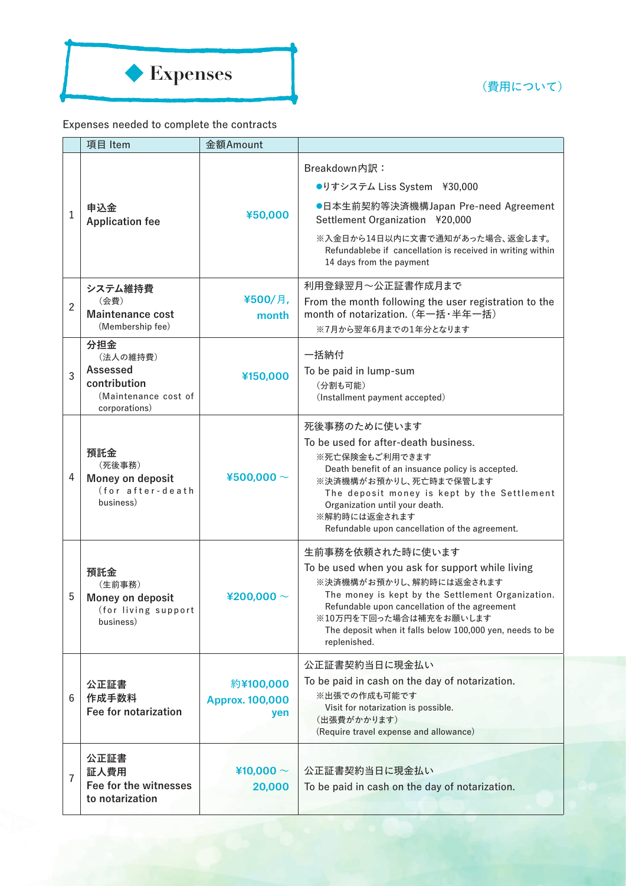# ◆ Expenses

（費用について）

Expenses needed to complete the contracts

| | 項目 Item | 金額Amount | |
|---|---|---|---|
| 1 | **申込金**<br>**Application fee** | **¥50,000** | Breakdown内訳：<br>●りすシステム Liss System　¥30,000<br>●日本生前契約等決済機構Japan Pre-need Agreement Settlement Organization　¥20,000<br>※入金日から14日以内に文書で通知があった場合、返金します。<br>Refundablebe if cancellation is received in writing within 14 days from the payment |
| 2 | **システム維持費**<br>（会費）<br>**Maintenance cost**<br>（Membership fee） | **¥500/月, month** | 利用登録翌月～公正証書作成月まで<br>From the month following the user registration to the month of notarization.（年一括・半年一括）<br>※7月から翌年6月までの1年分となります |
| 3 | **分担金**<br>（法人の維持費）<br>**Assessed contribution**<br>（Maintenance cost of corporations） | **¥150,000** | 一括納付<br>To be paid in lump-sum<br>（分割も可能）<br>（Installment payment accepted） |
| 4 | **預託金**<br>（死後事務）<br>**Money on deposit**<br>（for after-death business） | **¥500,000～** | 死後事務のために使います<br>To be used for after-death business.<br>※死亡保険金もご利用できます<br>Death benefit of an insuance policy is accepted.<br>※決済機構がお預かりし、死亡時まで保管します<br>The deposit money is kept by the Settlement Organization until your death.<br>※解約時には返金されます<br>Refundable upon cancellation of the agreement. |
| 5 | **預託金**<br>（生前事務）<br>**Money on deposit**<br>（for living support business） | **¥200,000～** | 生前事務を依頼された時に使います<br>To be used when you ask for support while living<br>※決済機構がお預かりし、解約時には返金されます<br>The money is kept by the Settlement Organization. Refundable upon cancellation of the agreement<br>※10万円を下回った場合は補充をお願いします<br>The deposit when it falls below 100,000 yen, needs to be replenished. |
| 6 | **公正証書**<br>**作成手数料**<br>**Fee for notarization** | **約¥100,000**<br>**Approx. 100,000 yen** | 公正証書契約当日に現金払い<br>To be paid in cash on the day of notarization.<br>※出張での作成も可能です<br>Visit for notarization is possible.<br>（出張費がかかります）<br>（Require travel expense and allowance） |
| 7 | **公正証書**<br>**証人費用**<br>**Fee for the witnesses to notarization** | **¥10,000～20,000** | 公正証書契約当日に現金払い<br>To be paid in cash on the day of notarization. |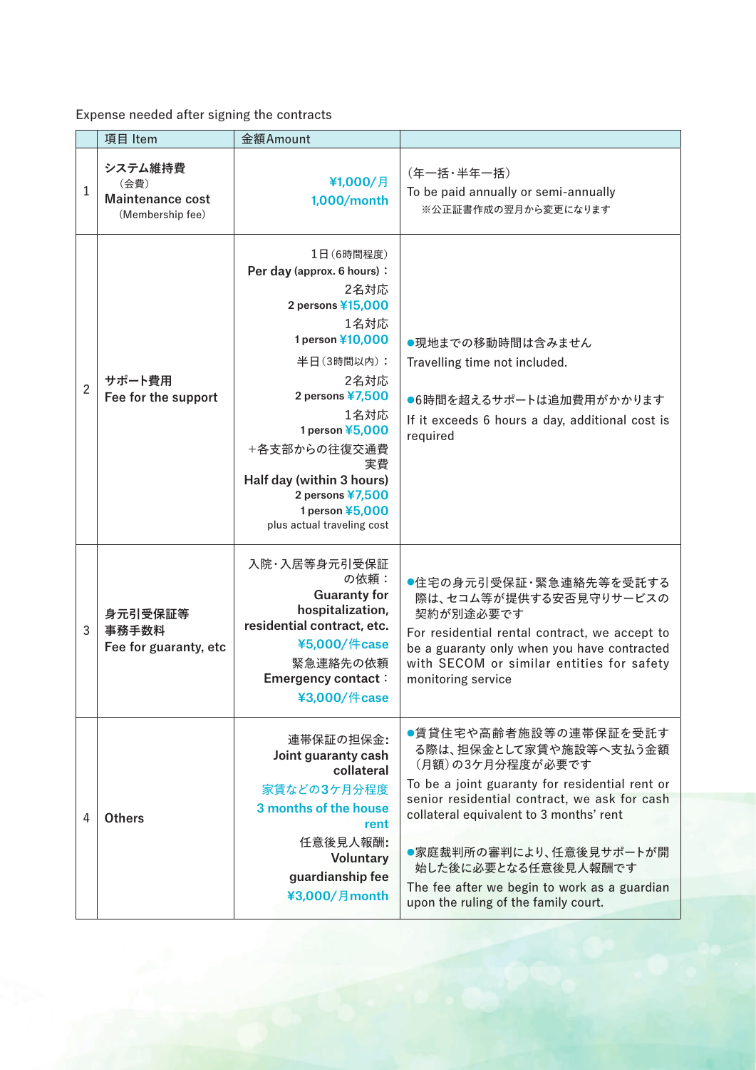Expense needed after signing the contracts

| | 項目 Item | 金額Amount | |
|---|---|---|---|
| 1 | **システム維持費**<br>（会費）<br>**Maintenance cost**<br>（Membership fee） | **¥1,000/月**<br>**1,000/month** | （年一括・半年一括）<br>To be paid annually or semi-annually<br>※公正証書作成の翌月から変更になります |
| 2 | **サポート費用**<br>**Fee for the support** | 1日（6時間程度）<br>**Per day** (approx. 6 hours)：<br>2名対応<br>2 persons **¥15,000**<br>1名対応<br>1 person **¥10,000**<br>半日（3時間以内）：<br>2名対応<br>2 persons **¥7,500**<br>1名対応<br>1 person **¥5,000**<br>＋各支部からの往復交通費<br>実費<br>**Half day (within 3 hours)**<br>2 persons **¥7,500**<br>1 person **¥5,000**<br>plus actual traveling cost | ●現地までの移動時間は含みません<br>Travelling time not included.<br><br>●6時間を超えるサポートは追加費用がかかります<br>If it exceeds 6 hours a day, additional cost is required |
| 3 | **身元引受保証等**<br>**事務手数料**<br>**Fee for guaranty, etc** | 入院・入居等身元引受保証<br>の依頼：<br>**Guaranty for hospitalization, residential contract, etc.**<br>**¥5,000/件case**<br>緊急連絡先の依頼<br>**Emergency contact**：<br>**¥3,000/件case** | ●住宅の身元引受保証・緊急連絡先等を受託する際は、セコム等が提供する安否見守りサービスの契約が別途必要です<br>For residential rental contract, we accept to be a guaranty only when you have contracted with SECOM or similar entities for safety monitoring service |
| 4 | **Others** | 連帯保証の担保金:<br>**Joint guaranty cash collateral**<br>家賃などの3ケ月分程度<br>**3 months of the house rent**<br>任意後見人報酬:<br>**Voluntary guardianship fee**<br>**¥3,000/月month** | ●賃貸住宅や高齢者施設等の連帯保証を受託する際は、担保金として家賃や施設等へ支払う金額（月額）の3ケ月分程度が必要です<br>To be a joint guaranty for residential rent or senior residential contract, we ask for cash collateral equivalent to 3 months' rent<br><br>●家庭裁判所の審判により、任意後見サポートが開始した後に必要となる任意後見人報酬です<br>The fee after we begin to work as a guardian upon the ruling of the family court. |